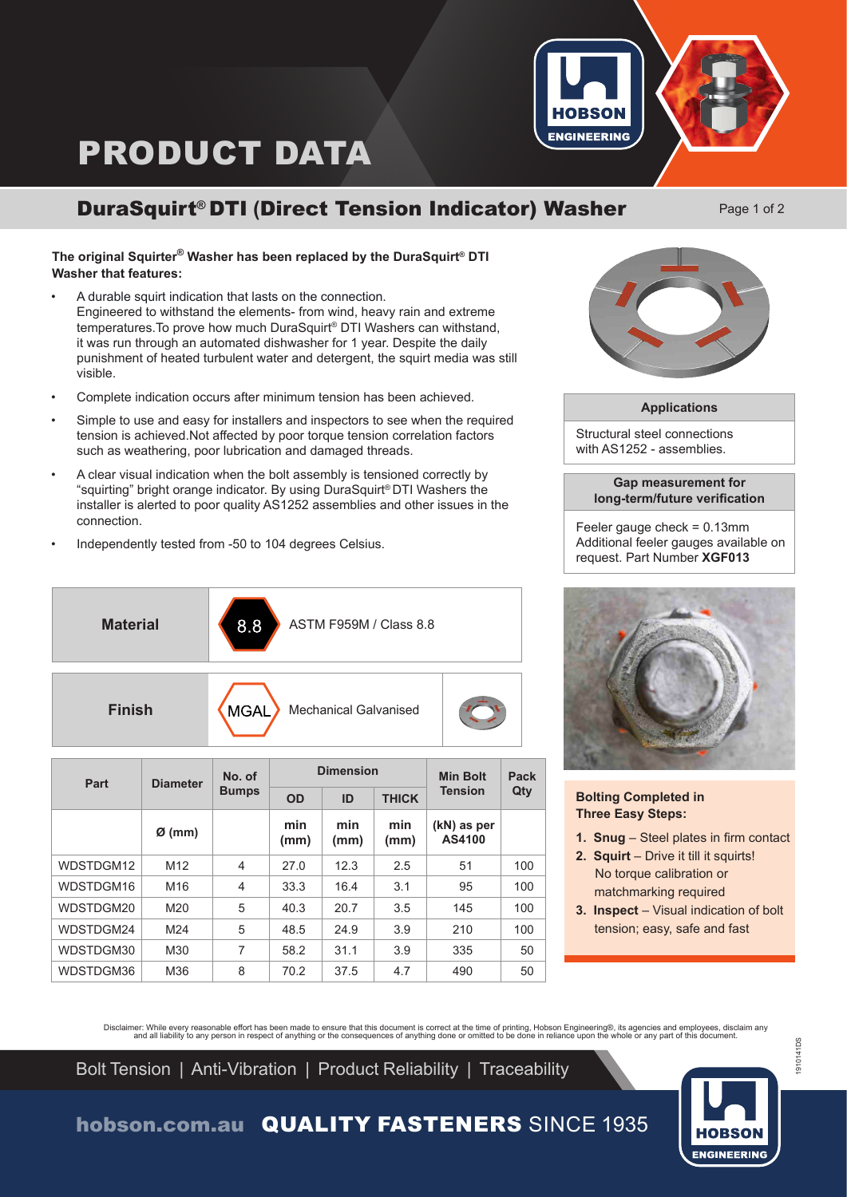# PRODUCT DATA

## DuraSquirt® DTI (Direct Tension Indicator) Washer

**The original Squirter® Washer has been replaced by the DuraSquirt® DTI Washer that features:**

- A durable squirt indication that lasts on the connection. Engineered to withstand the elements- from wind, heavy rain and extreme temperatures.To prove how much DuraSquirt® DTI Washers can withstand, it was run through an automated dishwasher for 1 year. Despite the daily punishment of heated turbulent water and detergent, the squirt media was still visible.
- Complete indication occurs after minimum tension has been achieved.
- Simple to use and easy for installers and inspectors to see when the required tension is achieved.Not affected by poor torque tension correlation factors such as weathering, poor lubrication and damaged threads.
- A clear visual indication when the bolt assembly is tensioned correctly by "squirting" bright orange indicator. By using DuraSquirt® DTI Washers the installer is alerted to poor quality AS1252 assemblies and other issues in the connection.
- Independently tested from -50 to 104 degrees Celsius.

| Material | 8.8 ASTM F959M / Class 8.8 |
|---|---|
| Finish | MGAL Mechanical Galvanised |

| Part | Diameter | No. of Bumps | Dimension | | | Min Bolt Tension | Pack Qty |
|---|---|---|---|---|---|---|---|
| | | | OD | ID | THICK | | |
| | Ø (mm) | | min (mm) | min (mm) | min (mm) | (kN) as per AS4100 | |
| WDSTDGM12 | M12 | 4 | 27.0 | 12.3 | 2.5 | 51 | 100 |
| WDSTDGM16 | M16 | 4 | 33.3 | 16.4 | 3.1 | 95 | 100 |
| WDSTDGM20 | M20 | 5 | 40.3 | 20.7 | 3.5 | 145 | 100 |
| WDSTDGM24 | M24 | 5 | 48.5 | 24.9 | 3.9 | 210 | 100 |
| WDSTDGM30 | M30 | 7 | 58.2 | 31.1 | 3.9 | 335 | 50 |
| WDSTDGM36 | M36 | 8 | 70.2 | 37.5 | 4.7 | 490 | 50 |

**Applications**

Structural steel connections with AS1252 - assemblies.

**Gap measurement for long-term/future verification**

Feeler gauge check = 0.13mm
Additional feeler gauges available on request. Part Number **XGF013**

**Bolting Completed in Three Easy Steps:**

1. **Snug** – Steel plates in firm contact
2. **Squirt** – Drive it till it squirts! No torque calibration or matchmarking required
3. **Inspect** – Visual indication of bolt tension; easy, safe and fast

Disclaimer: While every reasonable effort has been made to ensure that this document is correct at the time of printing, Hobson Engineering®, its agencies and employees, disclaim any and all liability to any person in respect of anything or the consequences of anything done or omitted to be done in reliance upon the whole or any part of this document.

Bolt Tension | Anti-Vibration | Product Reliability | Traceability

hobson.com.au **QUALITY FASTENERS** SINCE 1935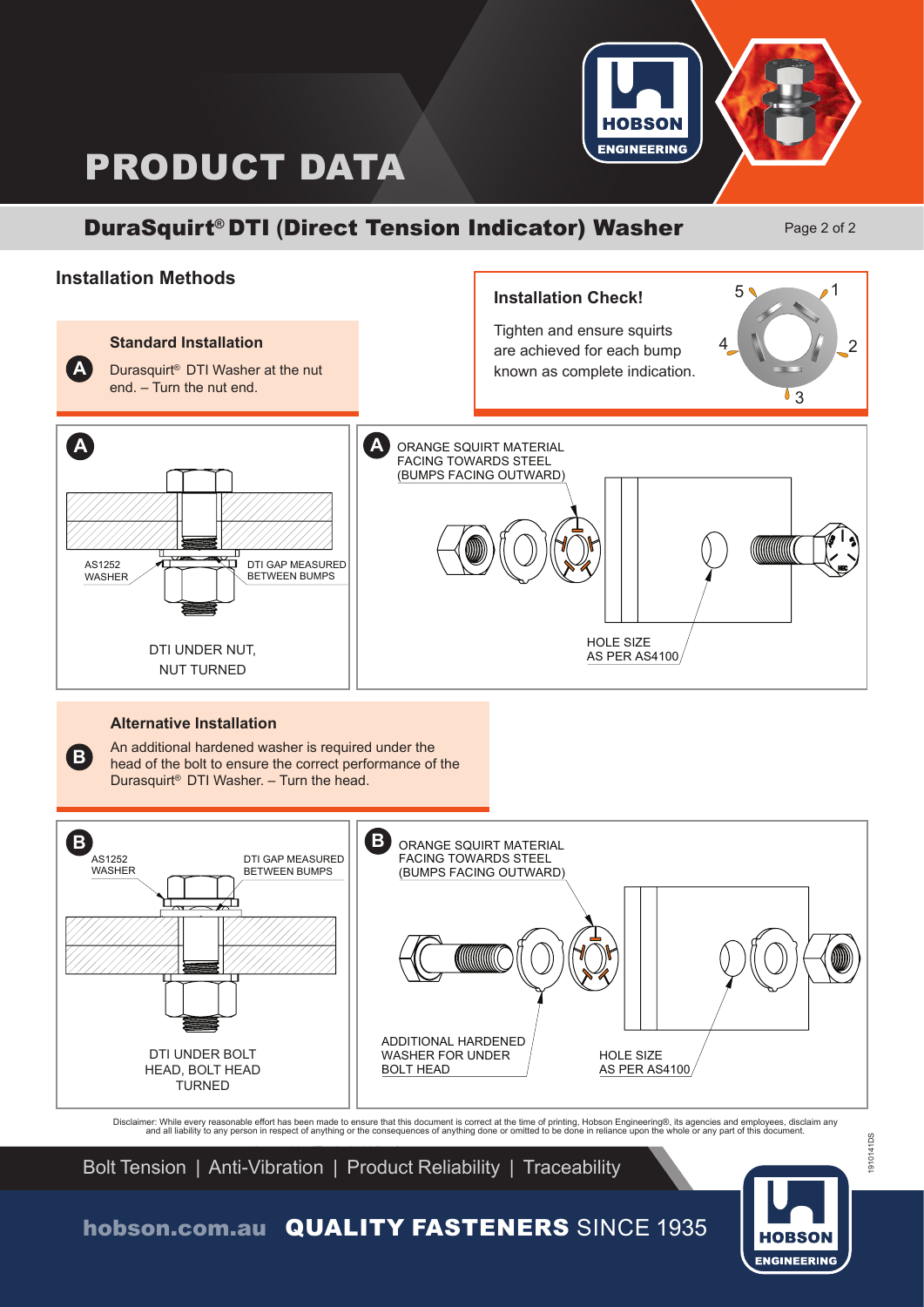# PRODUCT DATA

## DuraSquirt® DTI (Direct Tension Indicator) Washer

### Installation Methods

**Installation Check!**

Tighten and ensure squirts are achieved for each bump known as complete indication.

5 1 4 2 3

**Standard Installation**

**A** Durasquirt® DTI Washer at the nut end. – Turn the nut end.

**A**

AS1252 WASHER

DTI GAP MEASURED BETWEEN BUMPS

DTI UNDER NUT, NUT TURNED

**A** ORANGE SQUIRT MATERIAL FACING TOWARDS STEEL (BUMPS FACING OUTWARD)

HOLE SIZE AS PER AS4100

**Alternative Installation**

**B** An additional hardened washer is required under the head of the bolt to ensure the correct performance of the Durasquirt® DTI Washer. – Turn the head.

**B**

AS1252 WASHER

DTI GAP MEASURED BETWEEN BUMPS

DTI UNDER BOLT HEAD, BOLT HEAD TURNED

**B** ORANGE SQUIRT MATERIAL FACING TOWARDS STEEL (BUMPS FACING OUTWARD)

ADDITIONAL HARDENED WASHER FOR UNDER BOLT HEAD

HOLE SIZE AS PER AS4100

Disclaimer: While every reasonable effort has been made to ensure that this document is correct at the time of printing, Hobson Engineering®, its agencies and employees, disclaim any and all liability to any person in respect of anything or the consequences of anything done or omitted to be done in reliance upon the whole or any part of this document.

1910141DS

Bolt Tension | Anti-Vibration | Product Reliability | Traceability

hobson.com.au **QUALITY FASTENERS** SINCE 1935

HOBSON ENGINEERING